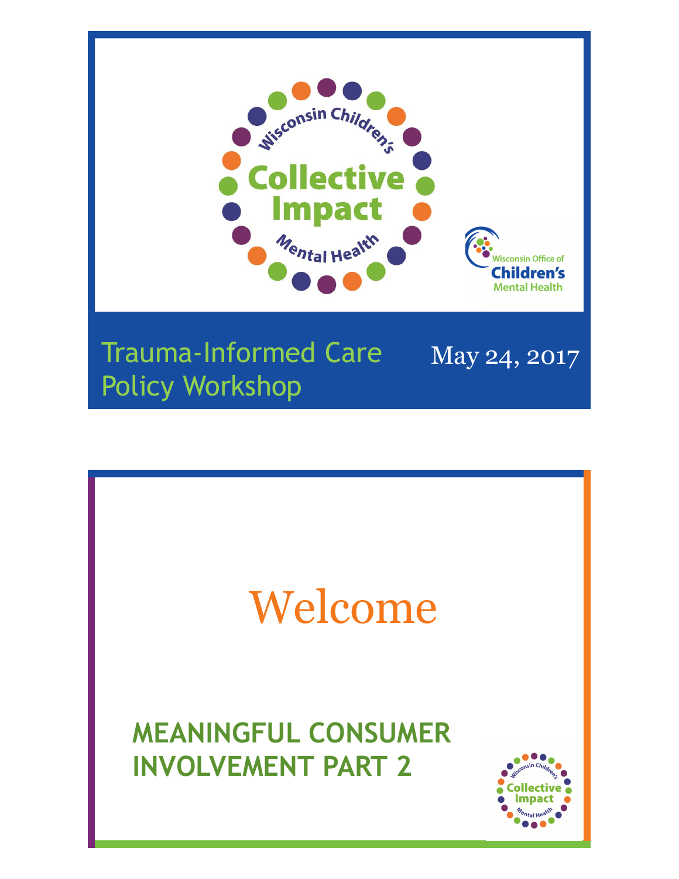Wisconsin Children's

# Collective Impact

Mental Health

Wisconsin Office of Children's Mental Health

## Trauma-Informed Care Policy Workshop

May 24, 2017

# Welcome

## MEANINGFUL CONSUMER INVOLVEMENT PART 2

Wisconsin Children's Collective Impact Mental Health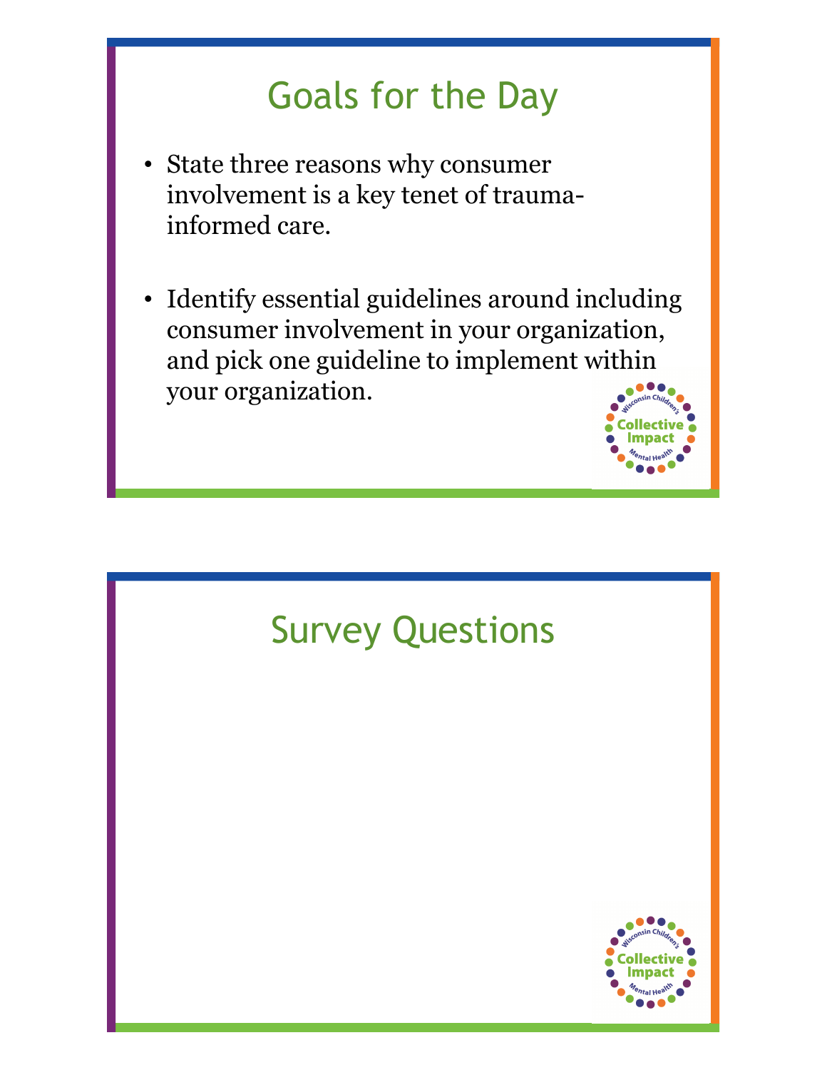# Goals for the Day

- State three reasons why consumer involvement is a key tenet of trauma-informed care.
- Identify essential guidelines around including consumer involvement in your organization, and pick one guideline to implement within your organization.

# Survey Questions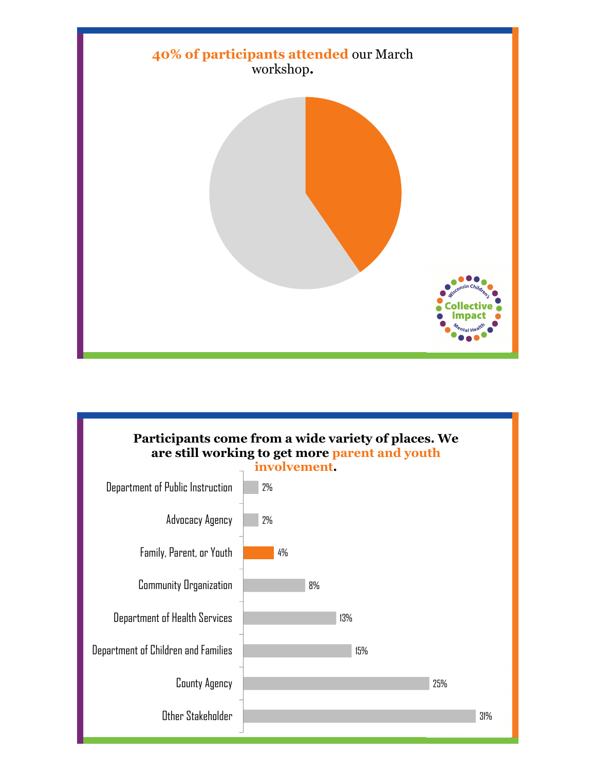**40% of participants attended** our March workshop.

Wisconsin Children's Collective Impact Mental Health

**Participants come from a wide variety of places. We are still working to get more parent and youth involvement.**

| Participant Type | Percentage |
| --- | --- |
| Department of Public Instruction | 2% |
| Advocacy Agency | 2% |
| Family, Parent, or Youth | 4% |
| Community Organization | 8% |
| Department of Health Services | 13% |
| Department of Children and Families | 15% |
| County Agency | 25% |
| Other Stakeholder | 31% |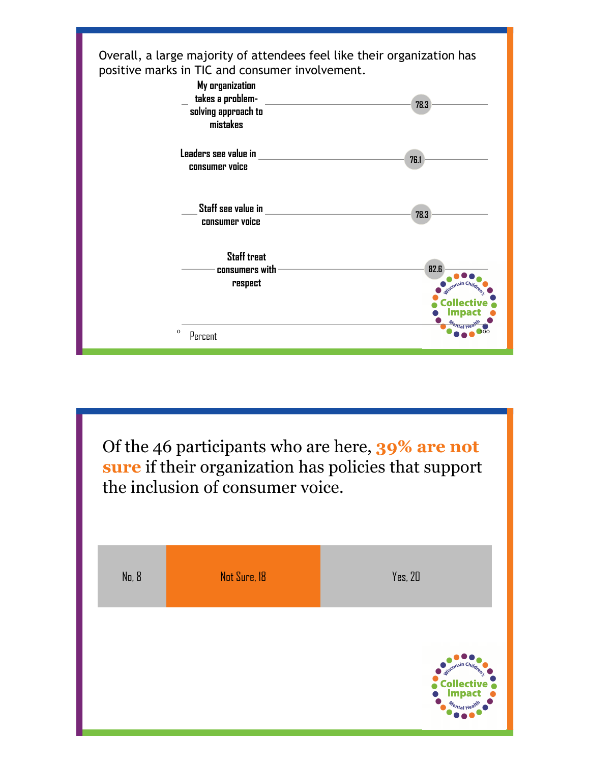Overall, a large majority of attendees feel like their organization has positive marks in TIC and consumer involvement.

| Item | Percent |
| --- | --- |
| My organization takes a problem-solving approach to mistakes | 78.3 |
| Leaders see value in consumer voice | 76.1 |
| Staff see value in consumer voice | 78.3 |
| Staff treat consumers with respect | 82.6 |

0 Percent 100

Wisconsin Children's Collective Impact Mental Health

Of the 46 participants who are here, **39% are not sure** if their organization has policies that support the inclusion of consumer voice.

| No | Not Sure | Yes |
| --- | --- | --- |
| 8 | 18 | 20 |

Wisconsin Children's Collective Impact Mental Health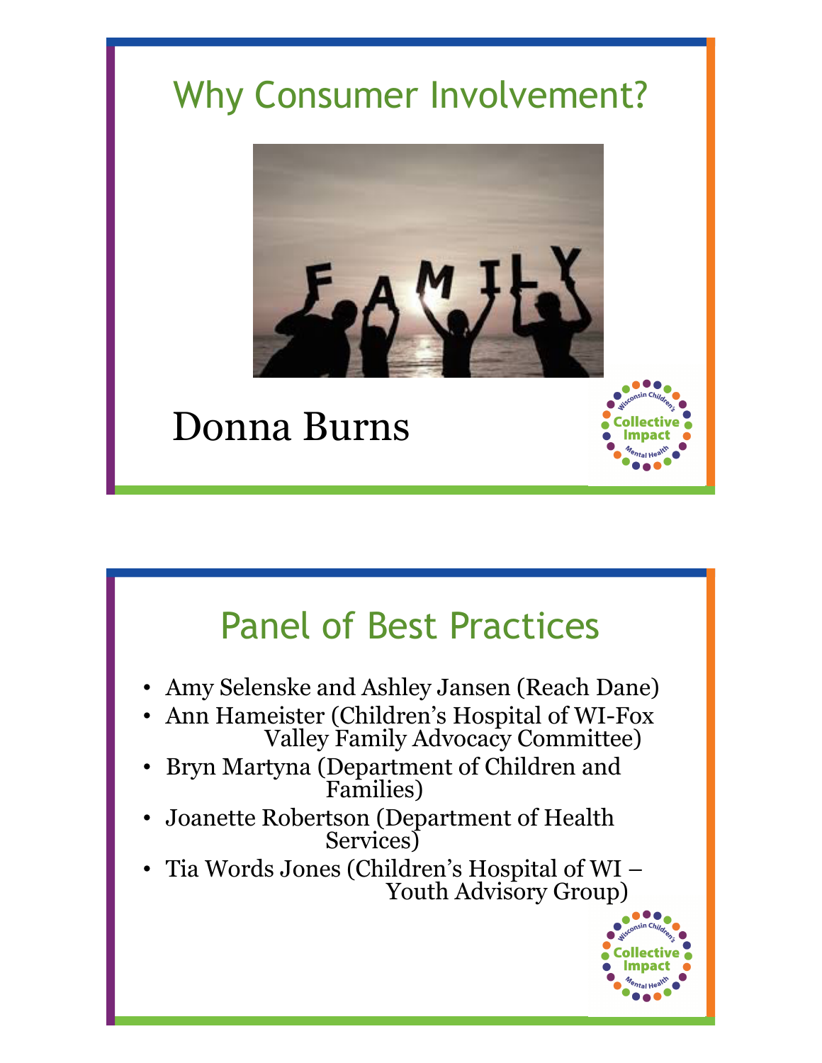# Why Consumer Involvement?

Donna Burns

# Panel of Best Practices

- Amy Selenske and Ashley Jansen (Reach Dane)
- Ann Hameister (Children's Hospital of WI-Fox Valley Family Advocacy Committee)
- Bryn Martyna (Department of Children and Families)
- Joanette Robertson (Department of Health Services)
- Tia Words Jones (Children's Hospital of WI – Youth Advisory Group)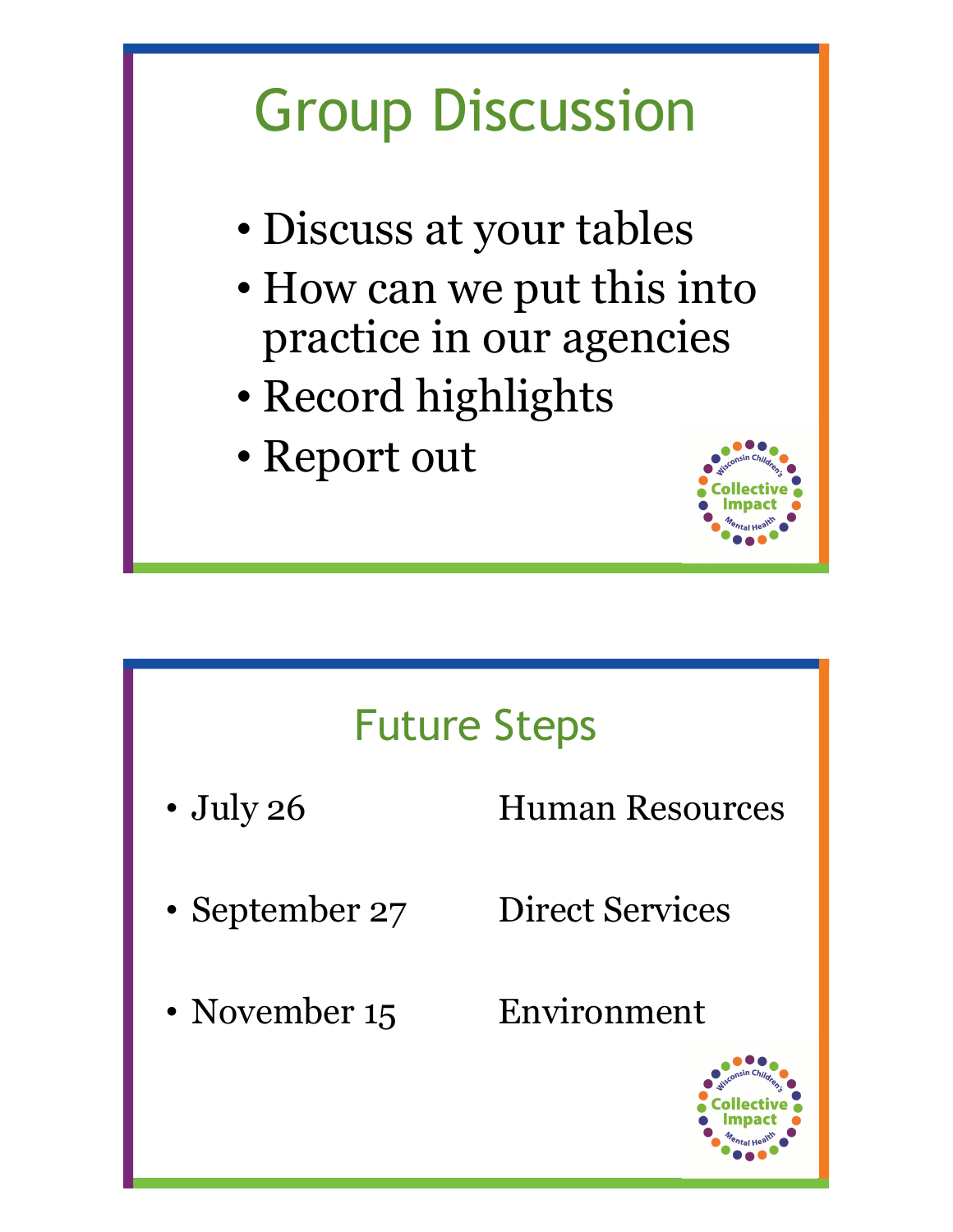# Group Discussion

- Discuss at your tables
- How can we put this into practice in our agencies
- Record highlights
- Report out

Wisconsin Children's Collective Impact Mental Health

# Future Steps

| | |
|---|---|
| • July 26 | Human Resources |
| • September 27 | Direct Services |
| • November 15 | Environment |

Wisconsin Children's Collective Impact Mental Health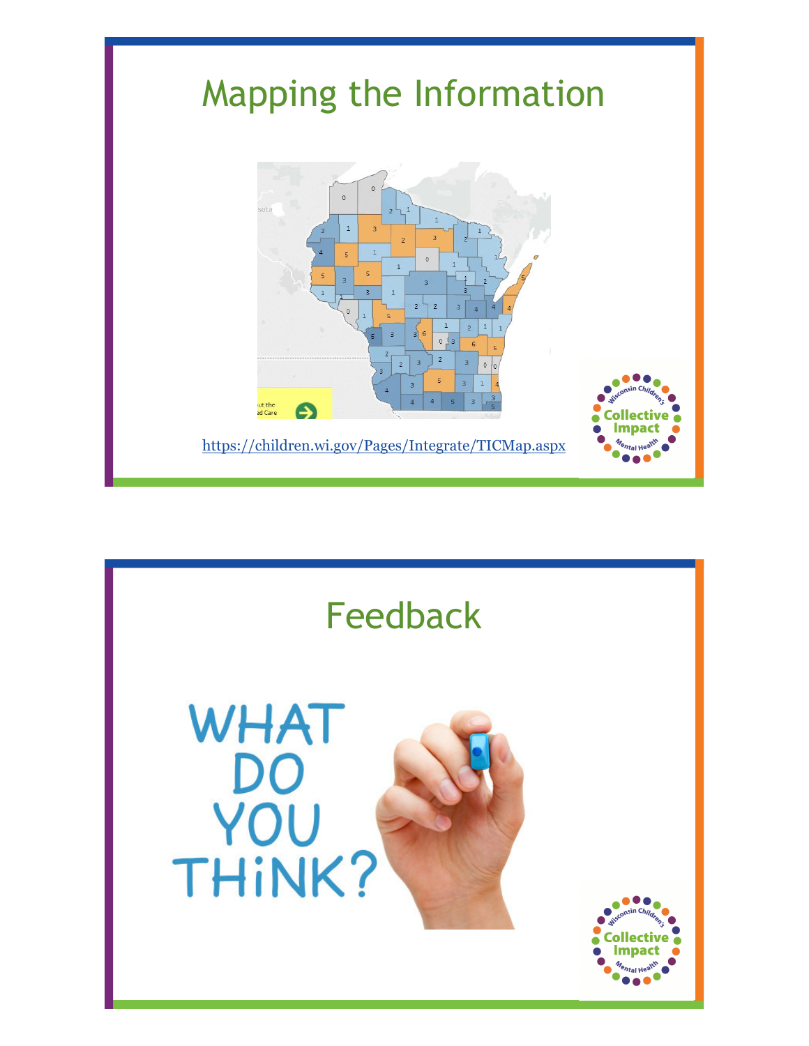# Mapping the Information

https://children.wi.gov/Pages/Integrate/TICMap.aspx

# Feedback

WHAT DO YOU THiNK?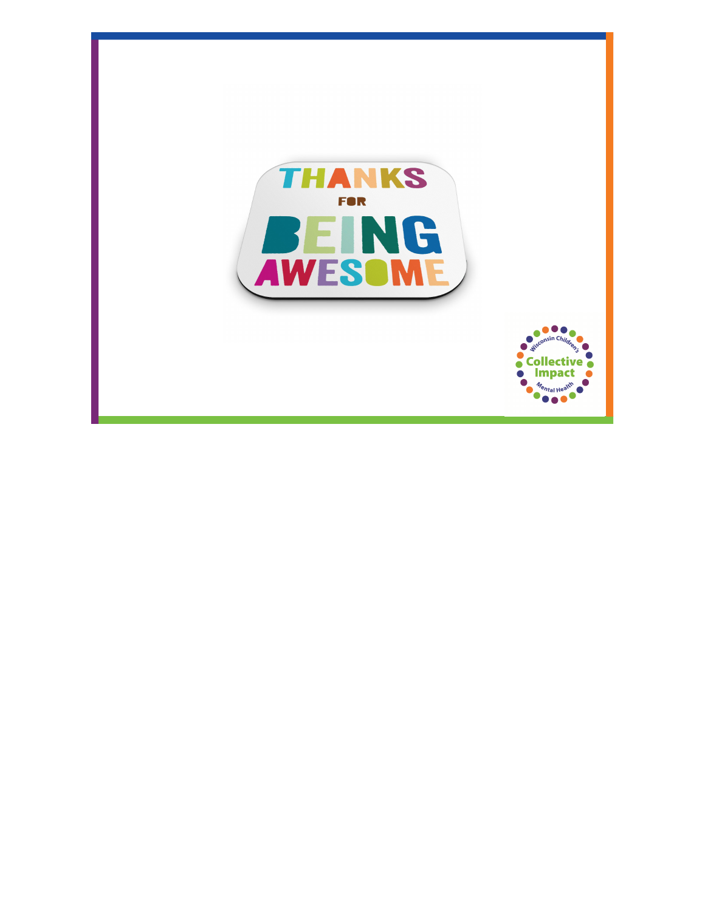THANKS FOR BEING AWESOME

Wisconsin Children's Collective Impact Mental Health